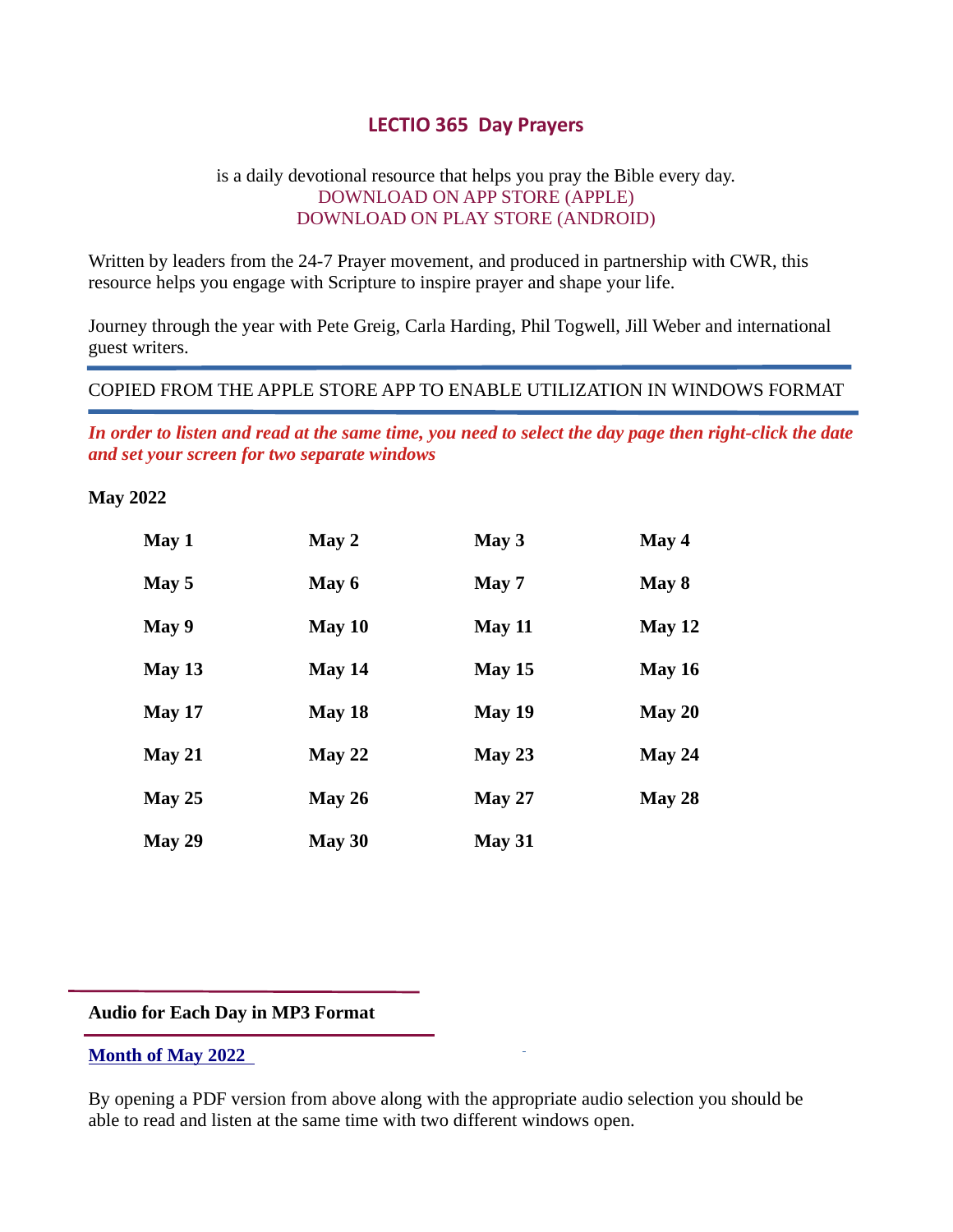# LECTIO 365 Day Prayers

is a daily devotional resource that helps you pray the Bible every day.
DOWNLOAD ON APP STORE (APPLE)
DOWNLOAD ON PLAY STORE (ANDROID)

Written by leaders from the 24-7 Prayer movement, and produced in partnership with CWR, this resource helps you engage with Scripture to inspire prayer and shape your life.

Journey through the year with Pete Greig, Carla Harding, Phil Togwell, Jill Weber and international guest writers.

---

COPIED FROM THE APPLE STORE APP TO ENABLE UTILIZATION IN WINDOWS FORMAT

---

***In order to listen and read at the same time, you need to select the day page then right-click the date and set your screen for two separate windows***

**May 2022**

| | | | |
|---|---|---|---|
| **May 1** | **May 2** | **May 3** | **May 4** |
| **May 5** | **May 6** | **May 7** | **May 8** |
| **May 9** | **May 10** | **May 11** | **May 12** |
| **May 13** | **May 14** | **May 15** | **May 16** |
| **May 17** | **May 18** | **May 19** | **May 20** |
| **May 21** | **May 22** | **May 23** | **May 24** |
| **May 25** | **May 26** | **May 27** | **May 28** |
| **May 29** | **May 30** | **May 31** | |

---

**Audio for Each Day in MP3 Format**

---

**Month of May 2022**

By opening a PDF version from above along with the appropriate audio selection you should be able to read and listen at the same time with two different windows open.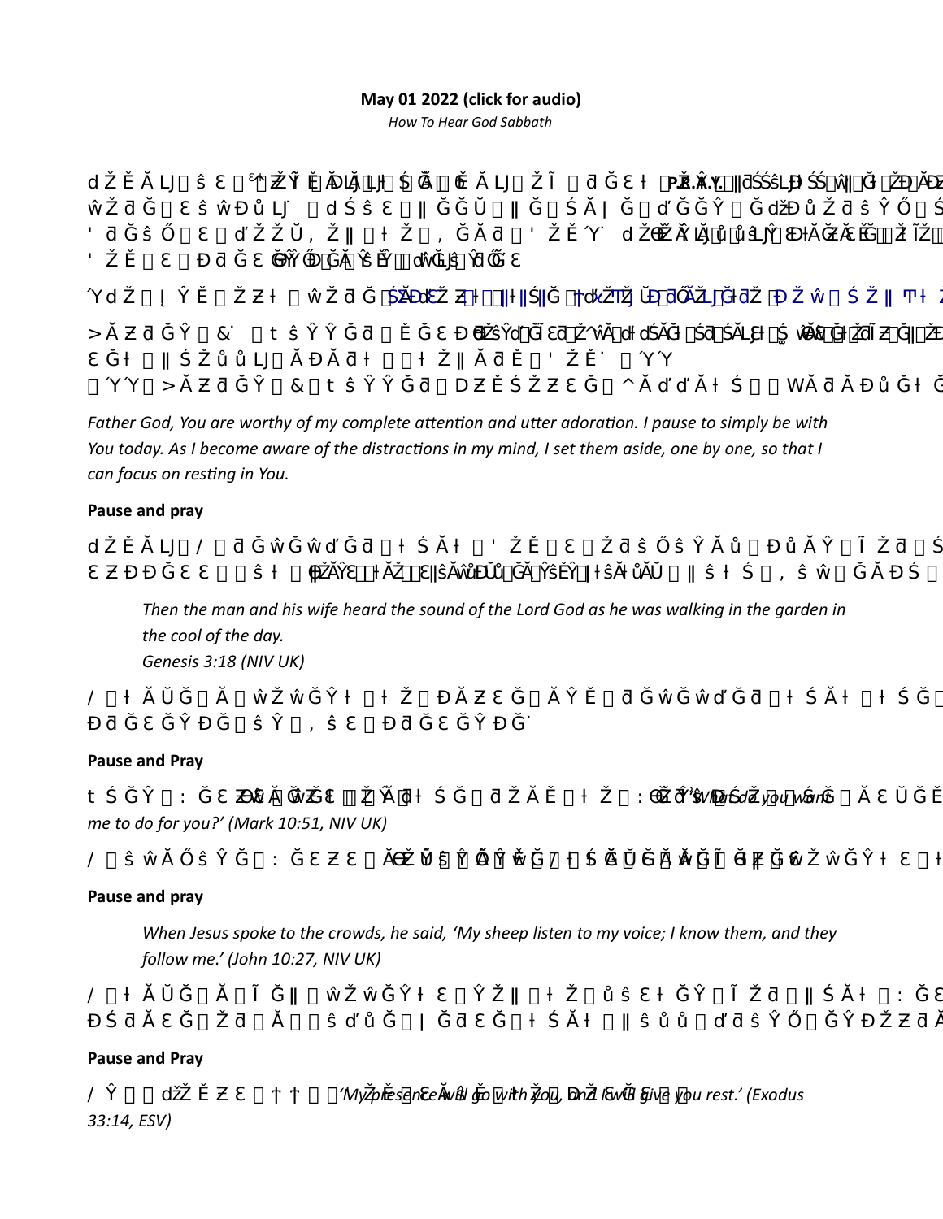**May 01 2022 (click for audio)**

*How To Hear God Sabbath*

*Father God, You are worthy of my complete attention and utter adoration. I pause to simply be with You today. As I become aware of the distractions in my mind, I set them aside, one by one, so that I can focus on resting in You.*

**Pause and pray**

> *Then the man and his wife heard the sound of the Lord God as he was walking in the garden in the cool of the day.*
> *Genesis 3:18 (NIV UK)*

**Pause and Pray**

*'What do you want me to do for you?' (Mark 10:51, NIV UK)*

**Pause and pray**

> *When Jesus spoke to the crowds, he said, 'My sheep listen to my voice; I know them, and they follow me.' (John 10:27, NIV UK)*

**Pause and Pray**

*'My presence will go with you, and I will give you rest.' (Exodus 33:14, ESV)*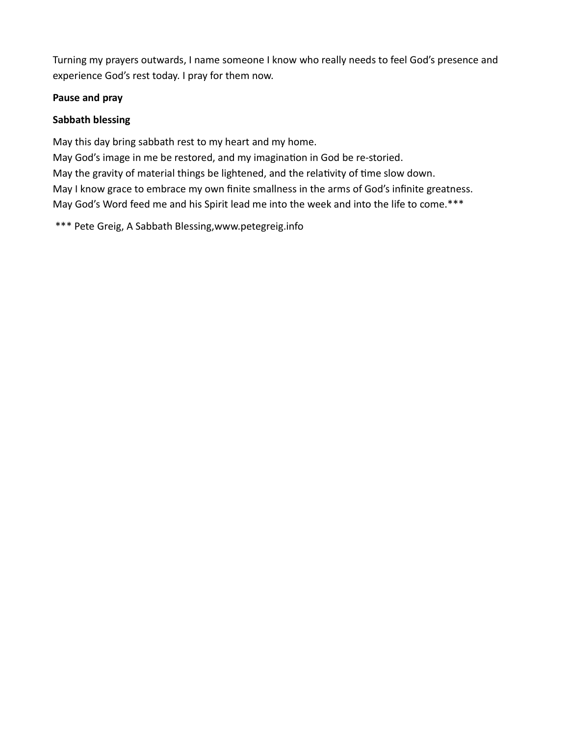Turning my prayers outwards, I name someone I know who really needs to feel God's presence and experience God's rest today. I pray for them now.

**Pause and pray**

**Sabbath blessing**

May this day bring sabbath rest to my heart and my home.
May God's image in me be restored, and my imagination in God be re-storied.
May the gravity of material things be lightened, and the relativity of time slow down.
May I know grace to embrace my own finite smallness in the arms of God's infinite greatness.
May God's Word feed me and his Spirit lead me into the week and into the life to come.***

*** Pete Greig, A Sabbath Blessing,www.petegreig.info